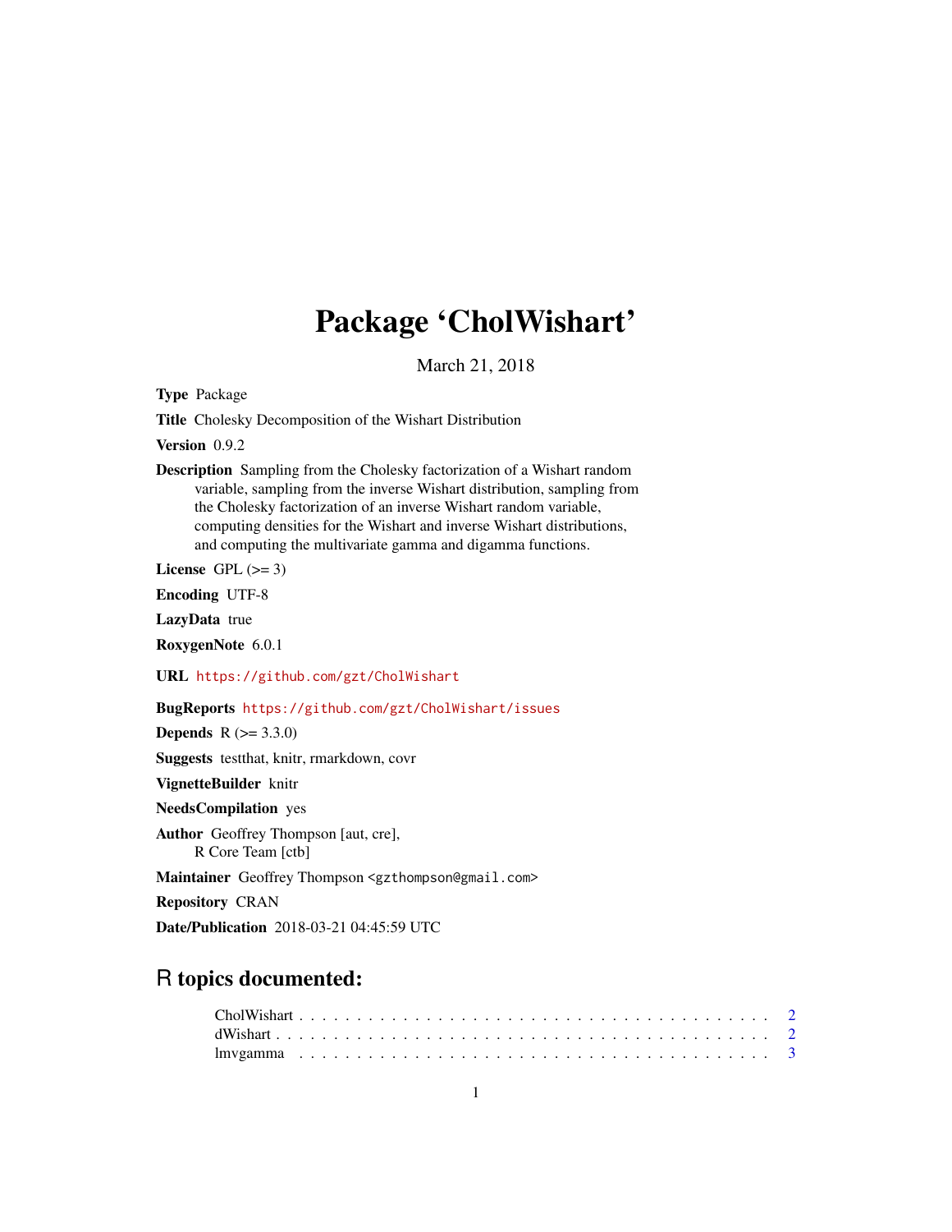# Package 'CholWishart'

March 21, 2018

**Type** Package

**Title** Cholesky Decomposition of the Wishart Distribution

**Version** 0.9.2

**Description** Sampling from the Cholesky factorization of a Wishart random variable, sampling from the inverse Wishart distribution, sampling from the Cholesky factorization of an inverse Wishart random variable, computing densities for the Wishart and inverse Wishart distributions, and computing the multivariate gamma and digamma functions.

**License** GPL (>= 3)

**Encoding** UTF-8

**LazyData** true

**RoxygenNote** 6.0.1

**URL** https://github.com/gzt/CholWishart

**BugReports** https://github.com/gzt/CholWishart/issues

**Depends** R (>= 3.3.0)

**Suggests** testthat, knitr, rmarkdown, covr

**VignetteBuilder** knitr

**NeedsCompilation** yes

**Author** Geoffrey Thompson [aut, cre],
R Core Team [ctb]

**Maintainer** Geoffrey Thompson <gzthompson@gmail.com>

**Repository** CRAN

**Date/Publication** 2018-03-21 04:45:59 UTC

## R topics documented:

CholWishart . . . . . . . . . . . . . . . . . . . . . . . . . . . . . . . . . . . . . . . . 2
dWishart . . . . . . . . . . . . . . . . . . . . . . . . . . . . . . . . . . . . . . . . . . 2
lmvgamma . . . . . . . . . . . . . . . . . . . . . . . . . . . . . . . . . . . . . . . . . 3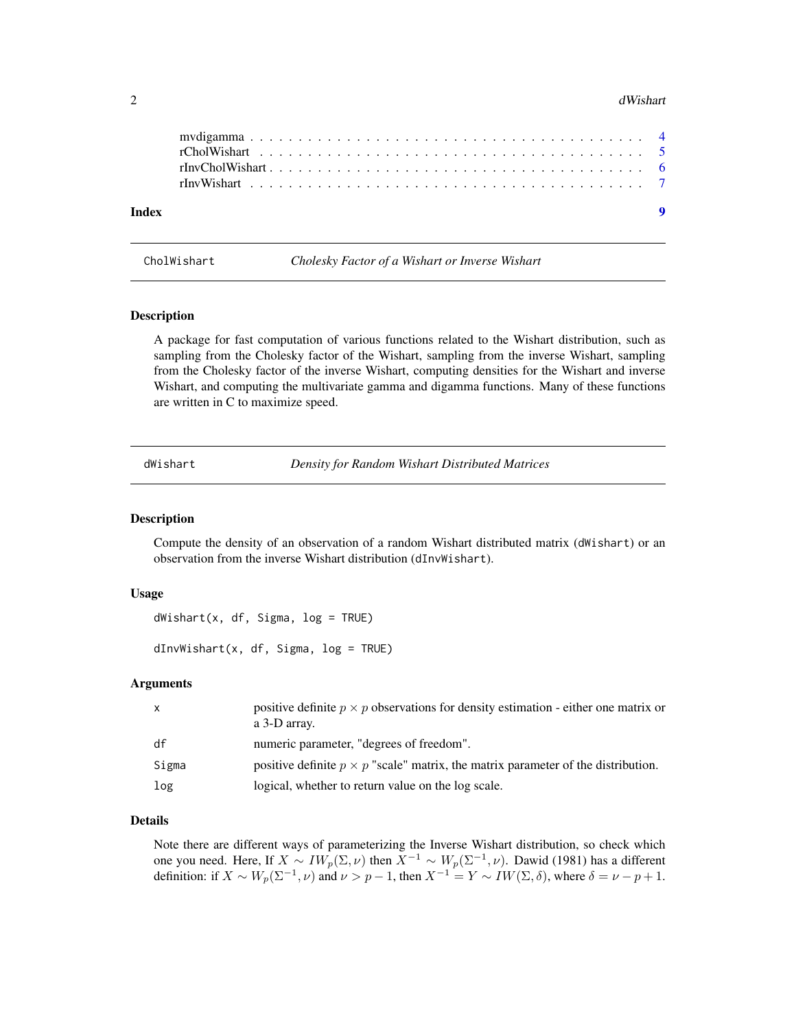mvdigamma . . . . . . . . . . . . . . . . . . . . . . . . . . . . . . . . . . . . . . 4
rCholWishart . . . . . . . . . . . . . . . . . . . . . . . . . . . . . . . . . . . . . 5
rInvCholWishart . . . . . . . . . . . . . . . . . . . . . . . . . . . . . . . . . . . 6
rInvWishart . . . . . . . . . . . . . . . . . . . . . . . . . . . . . . . . . . . . . 7

**Index** **9**

---

`CholWishart` *Cholesky Factor of a Wishart or Inverse Wishart*

---

## Description

A package for fast computation of various functions related to the Wishart distribution, such as sampling from the Cholesky factor of the Wishart, sampling from the inverse Wishart, sampling from the Cholesky factor of the inverse Wishart, computing densities for the Wishart and inverse Wishart, and computing the multivariate gamma and digamma functions. Many of these functions are written in C to maximize speed.

---

`dWishart` *Density for Random Wishart Distributed Matrices*

---

## Description

Compute the density of an observation of a random Wishart distributed matrix (`dWishart`) or an observation from the inverse Wishart distribution (`dInvWishart`).

## Usage

```
dWishart(x, df, Sigma, log = TRUE)

dInvWishart(x, df, Sigma, log = TRUE)
```

## Arguments

| | |
|---|---|
| x | positive definite $p \times p$ observations for density estimation - either one matrix or a 3-D array. |
| df | numeric parameter, "degrees of freedom". |
| Sigma | positive definite $p \times p$ "scale" matrix, the matrix parameter of the distribution. |
| log | logical, whether to return value on the log scale. |

## Details

Note there are different ways of parameterizing the Inverse Wishart distribution, so check which one you need. Here, If $X \sim IW_p(\Sigma, \nu)$ then $X^{-1} \sim W_p(\Sigma^{-1}, \nu)$. Dawid (1981) has a different definition: if $X \sim W_p(\Sigma^{-1}, \nu)$ and $\nu > p - 1$, then $X^{-1} = Y \sim IW(\Sigma, \delta)$, where $\delta = \nu - p + 1$.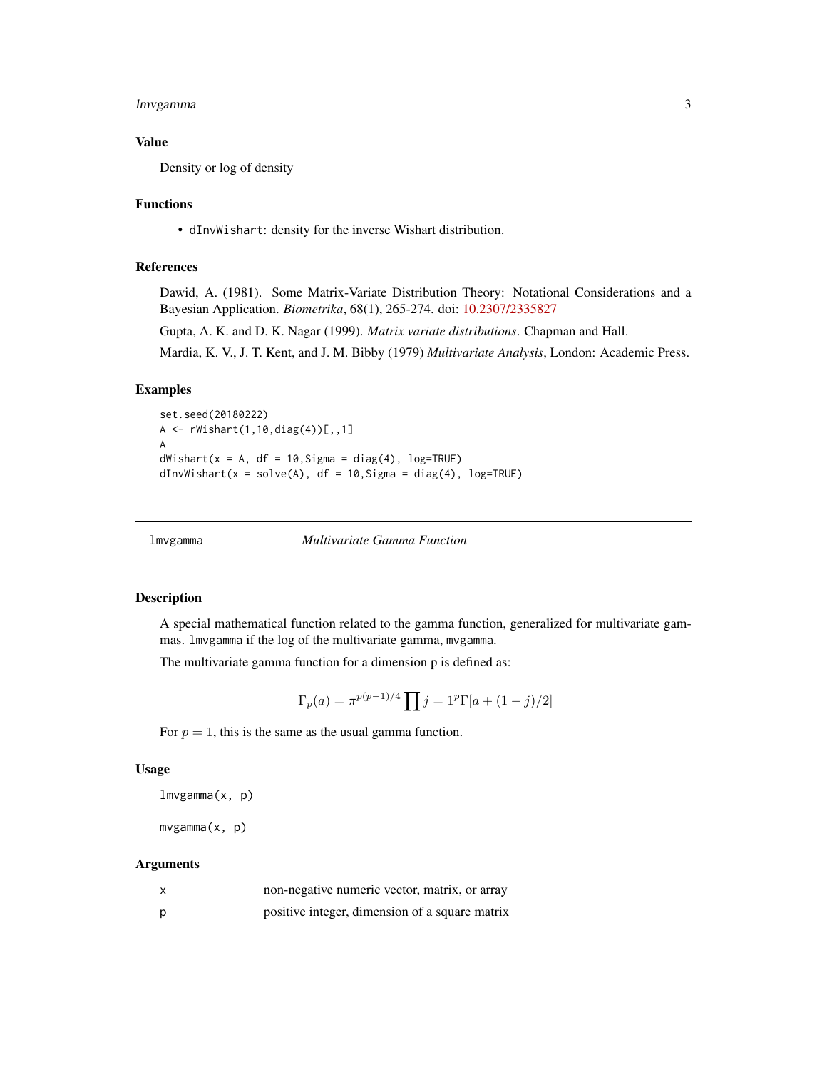## Value

Density or log of density

## Functions

- `dInvWishart`: density for the inverse Wishart distribution.

## References

Dawid, A. (1981). Some Matrix-Variate Distribution Theory: Notational Considerations and a Bayesian Application. *Biometrika*, 68(1), 265-274. doi: 10.2307/2335827

Gupta, A. K. and D. K. Nagar (1999). *Matrix variate distributions*. Chapman and Hall.

Mardia, K. V., J. T. Kent, and J. M. Bibby (1979) *Multivariate Analysis*, London: Academic Press.

## Examples

```
set.seed(20180222)
A <- rWishart(1,10,diag(4))[,,1]
A
dWishart(x = A, df = 10,Sigma = diag(4), log=TRUE)
dInvWishart(x = solve(A), df = 10,Sigma = diag(4), log=TRUE)
```

---

# lmvgamma — *Multivariate Gamma Function*

---

## Description

A special mathematical function related to the gamma function, generalized for multivariate gammas. `lmvgamma` if the log of the multivariate gamma, `mvgamma`.

The multivariate gamma function for a dimension p is defined as:

$$\Gamma_p(a) = \pi^{p(p-1)/4} \prod j = 1^p \Gamma[a + (1-j)/2]$$

For $p = 1$, this is the same as the usual gamma function.

## Usage

```
lmvgamma(x, p)

mvgamma(x, p)
```

## Arguments

| | |
|---|---|
| x | non-negative numeric vector, matrix, or array |
| p | positive integer, dimension of a square matrix |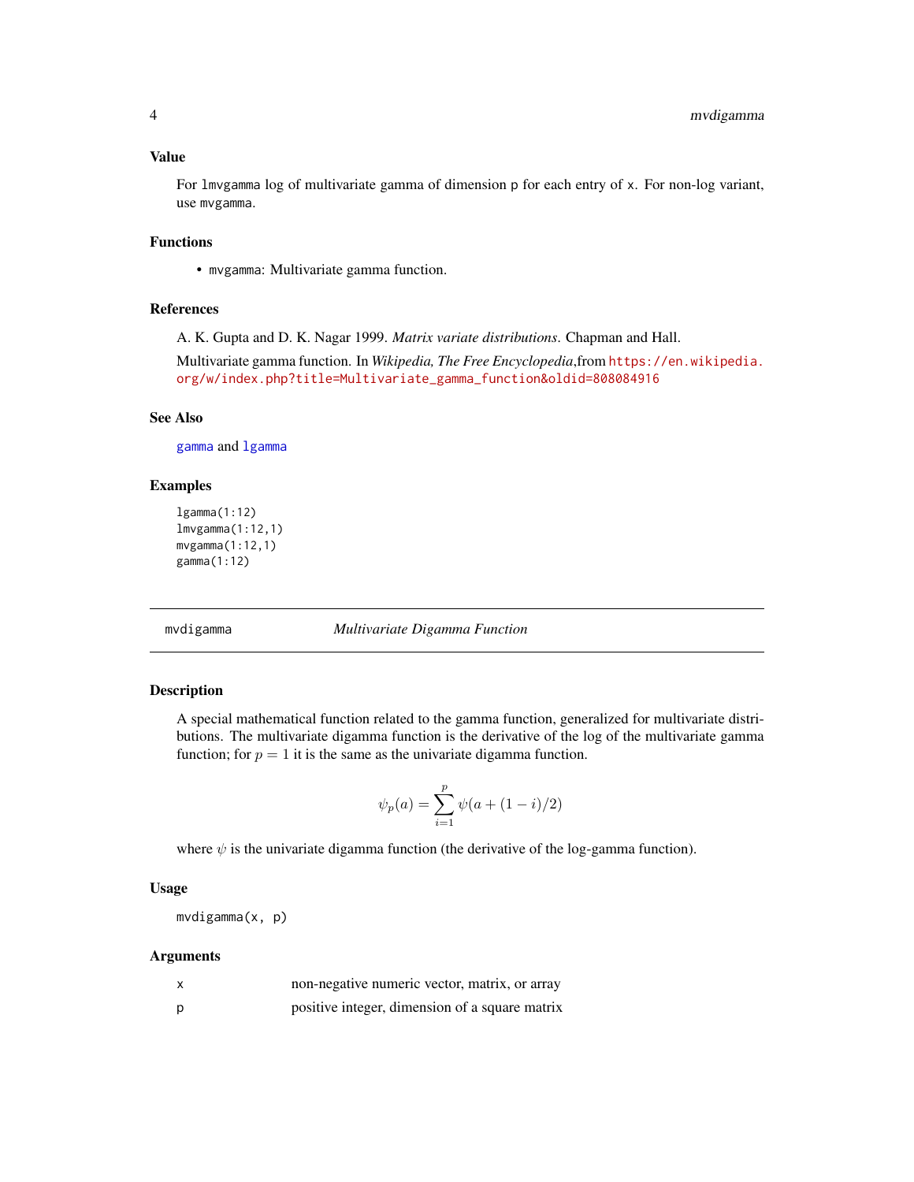### Value

For `lmvgamma` log of multivariate gamma of dimension `p` for each entry of `x`. For non-log variant, use `mvgamma`.

### Functions

- `mvgamma`: Multivariate gamma function.

### References

A. K. Gupta and D. K. Nagar 1999. *Matrix variate distributions*. Chapman and Hall.

Multivariate gamma function. In *Wikipedia, The Free Encyclopedia*,from https://en.wikipedia.org/w/index.php?title=Multivariate_gamma_function&oldid=808084916

### See Also

gamma and lgamma

### Examples

```
lgamma(1:12)
lmvgamma(1:12,1)
mvgamma(1:12,1)
gamma(1:12)
```

---

## mvdigamma — *Multivariate Digamma Function*

---

### Description

A special mathematical function related to the gamma function, generalized for multivariate distributions. The multivariate digamma function is the derivative of the log of the multivariate gamma function; for $p = 1$ it is the same as the univariate digamma function.

$$\psi_p(a) = \sum_{i=1}^{p} \psi(a + (1 - i)/2)$$

where $\psi$ is the univariate digamma function (the derivative of the log-gamma function).

### Usage

```
mvdigamma(x, p)
```

### Arguments

| | |
|---|---|
| `x` | non-negative numeric vector, matrix, or array |
| `p` | positive integer, dimension of a square matrix |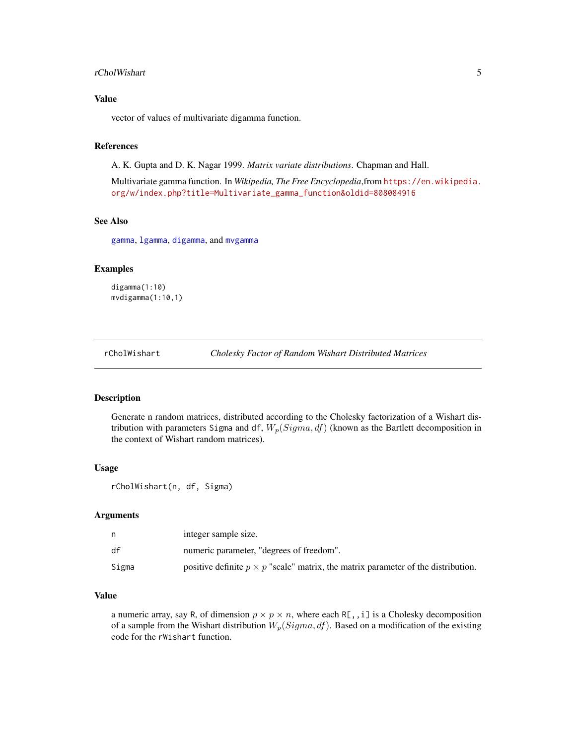### Value

vector of values of multivariate digamma function.

### References

A. K. Gupta and D. K. Nagar 1999. *Matrix variate distributions.* Chapman and Hall.

Multivariate gamma function. In *Wikipedia, The Free Encyclopedia*,from https://en.wikipedia.org/w/index.php?title=Multivariate_gamma_function&oldid=808084916

### See Also

gamma, lgamma, digamma, and mvgamma

### Examples

```
digamma(1:10)
mvdigamma(1:10,1)
```

---

## rCholWishart — *Cholesky Factor of Random Wishart Distributed Matrices*

---

### Description

Generate n random matrices, distributed according to the Cholesky factorization of a Wishart distribution with parameters Sigma and df, $W_p(Sigma, df)$ (known as the Bartlett decomposition in the context of Wishart random matrices).

### Usage

```
rCholWishart(n, df, Sigma)
```

### Arguments

| | |
|---|---|
| n | integer sample size. |
| df | numeric parameter, "degrees of freedom". |
| Sigma | positive definite $p \times p$ "scale" matrix, the matrix parameter of the distribution. |

### Value

a numeric array, say R, of dimension $p \times p \times n$, where each R[,,i] is a Cholesky decomposition of a sample from the Wishart distribution $W_p(Sigma, df)$. Based on a modification of the existing code for the rWishart function.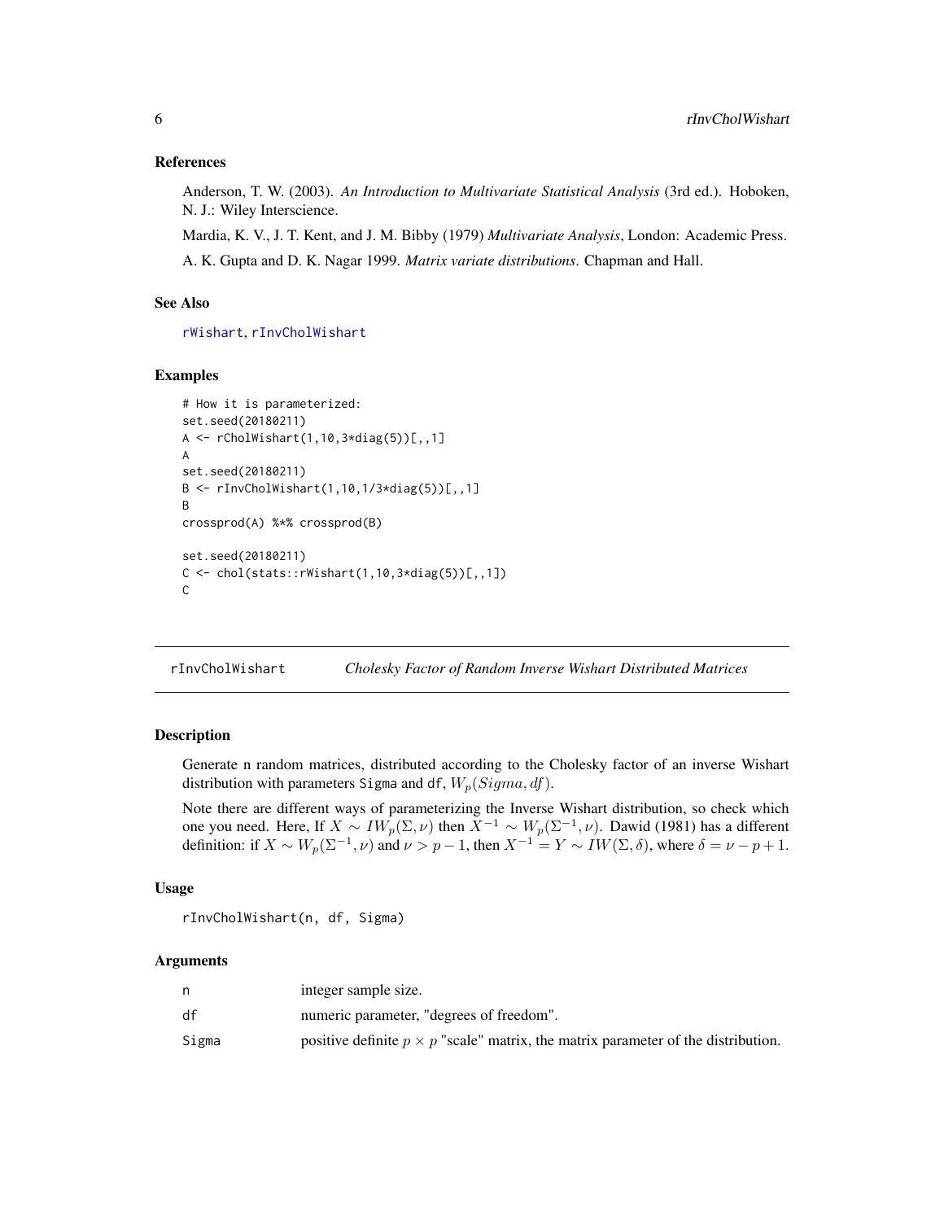### References

Anderson, T. W. (2003). *An Introduction to Multivariate Statistical Analysis* (3rd ed.). Hoboken, N. J.: Wiley Interscience.

Mardia, K. V., J. T. Kent, and J. M. Bibby (1979) *Multivariate Analysis*, London: Academic Press.

A. K. Gupta and D. K. Nagar 1999. *Matrix variate distributions*. Chapman and Hall.

### See Also

rWishart, rInvCholWishart

### Examples

```
# How it is parameterized:
set.seed(20180211)
A <- rCholWishart(1,10,3*diag(5))[,,1]
A
set.seed(20180211)
B <- rInvCholWishart(1,10,1/3*diag(5))[,,1]
B
crossprod(A) %*% crossprod(B)

set.seed(20180211)
C <- chol(stats::rWishart(1,10,3*diag(5))[,,1])
C
```

---

## rInvCholWishart — *Cholesky Factor of Random Inverse Wishart Distributed Matrices*

### Description

Generate n random matrices, distributed according to the Cholesky factor of an inverse Wishart distribution with parameters Sigma and df, $W_p(Sigma, df)$.

Note there are different ways of parameterizing the Inverse Wishart distribution, so check which one you need. Here, If $X \sim IW_p(\Sigma, \nu)$ then $X^{-1} \sim W_p(\Sigma^{-1}, \nu)$. Dawid (1981) has a different definition: if $X \sim W_p(\Sigma^{-1}, \nu)$ and $\nu > p - 1$, then $X^{-1} = Y \sim IW(\Sigma, \delta)$, where $\delta = \nu - p + 1$.

### Usage

```
rInvCholWishart(n, df, Sigma)
```

### Arguments

| | |
|---|---|
| n | integer sample size. |
| df | numeric parameter, "degrees of freedom". |
| Sigma | positive definite $p \times p$ "scale" matrix, the matrix parameter of the distribution. |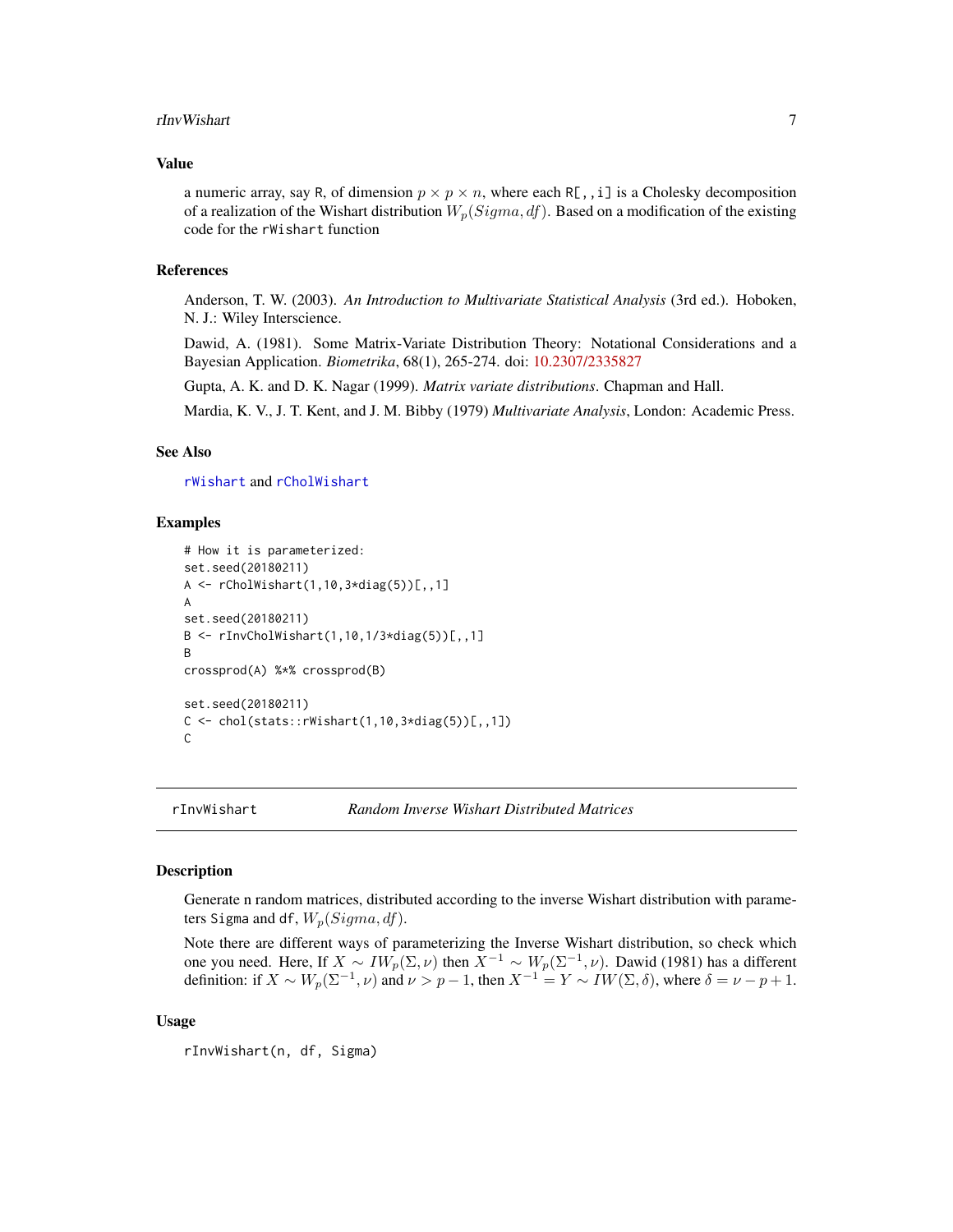### Value

a numeric array, say R, of dimension $p \times p \times n$, where each R[,,i] is a Cholesky decomposition of a realization of the Wishart distribution $W_p(Sigma, df)$. Based on a modification of the existing code for the rWishart function

### References

Anderson, T. W. (2003). *An Introduction to Multivariate Statistical Analysis* (3rd ed.). Hoboken, N. J.: Wiley Interscience.

Dawid, A. (1981). Some Matrix-Variate Distribution Theory: Notational Considerations and a Bayesian Application. *Biometrika*, 68(1), 265-274. doi: 10.2307/2335827

Gupta, A. K. and D. K. Nagar (1999). *Matrix variate distributions*. Chapman and Hall.

Mardia, K. V., J. T. Kent, and J. M. Bibby (1979) *Multivariate Analysis*, London: Academic Press.

### See Also

rWishart and rCholWishart

### Examples

```
# How it is parameterized:
set.seed(20180211)
A <- rCholWishart(1,10,3*diag(5))[,,1]
A
set.seed(20180211)
B <- rInvCholWishart(1,10,1/3*diag(5))[,,1]
B
crossprod(A) %*% crossprod(B)

set.seed(20180211)
C <- chol(stats::rWishart(1,10,3*diag(5))[,,1])
C
```

---

## rInvWishart — *Random Inverse Wishart Distributed Matrices*

### Description

Generate n random matrices, distributed according to the inverse Wishart distribution with parameters Sigma and df, $W_p(Sigma, df)$.

Note there are different ways of parameterizing the Inverse Wishart distribution, so check which one you need. Here, If $X \sim IW_p(\Sigma, \nu)$ then $X^{-1} \sim W_p(\Sigma^{-1}, \nu)$. Dawid (1981) has a different definition: if $X \sim W_p(\Sigma^{-1}, \nu)$ and $\nu > p - 1$, then $X^{-1} = Y \sim IW(\Sigma, \delta)$, where $\delta = \nu - p + 1$.

### Usage

```
rInvWishart(n, df, Sigma)
```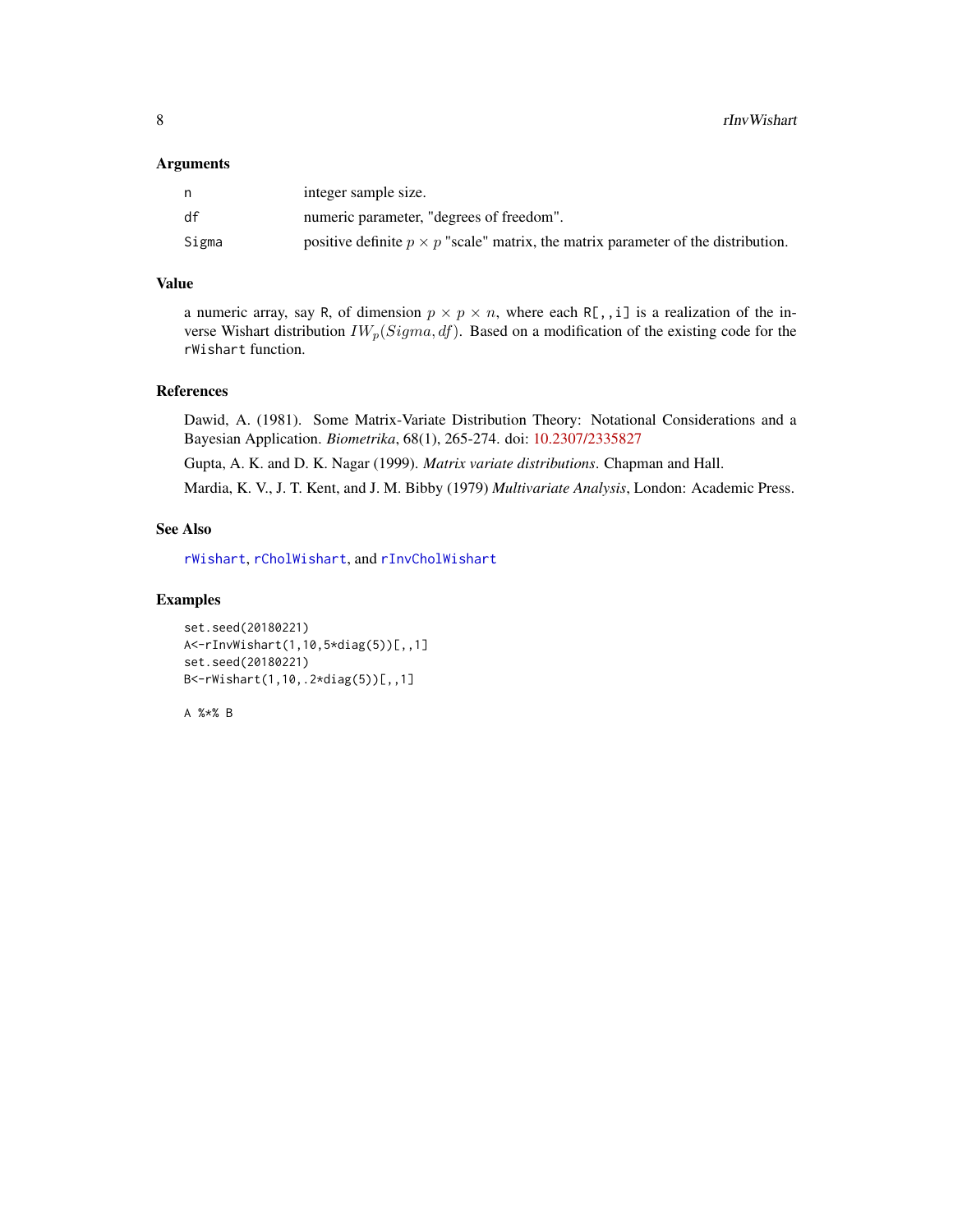### Arguments

| | |
|---|---|
| n | integer sample size. |
| df | numeric parameter, "degrees of freedom". |
| Sigma | positive definite $p \times p$ "scale" matrix, the matrix parameter of the distribution. |

### Value

a numeric array, say R, of dimension $p \times p \times n$, where each R[,,i] is a realization of the inverse Wishart distribution $IW_p(Sigma, df)$. Based on a modification of the existing code for the rWishart function.

### References

Dawid, A. (1981). Some Matrix-Variate Distribution Theory: Notational Considerations and a Bayesian Application. *Biometrika*, 68(1), 265-274. doi: 10.2307/2335827

Gupta, A. K. and D. K. Nagar (1999). *Matrix variate distributions*. Chapman and Hall.

Mardia, K. V., J. T. Kent, and J. M. Bibby (1979) *Multivariate Analysis*, London: Academic Press.

### See Also

rWishart, rCholWishart, and rInvCholWishart

### Examples

```
set.seed(20180221)
A<-rInvWishart(1,10,5*diag(5))[,,1]
set.seed(20180221)
B<-rWishart(1,10,.2*diag(5))[,,1]

A %*% B
```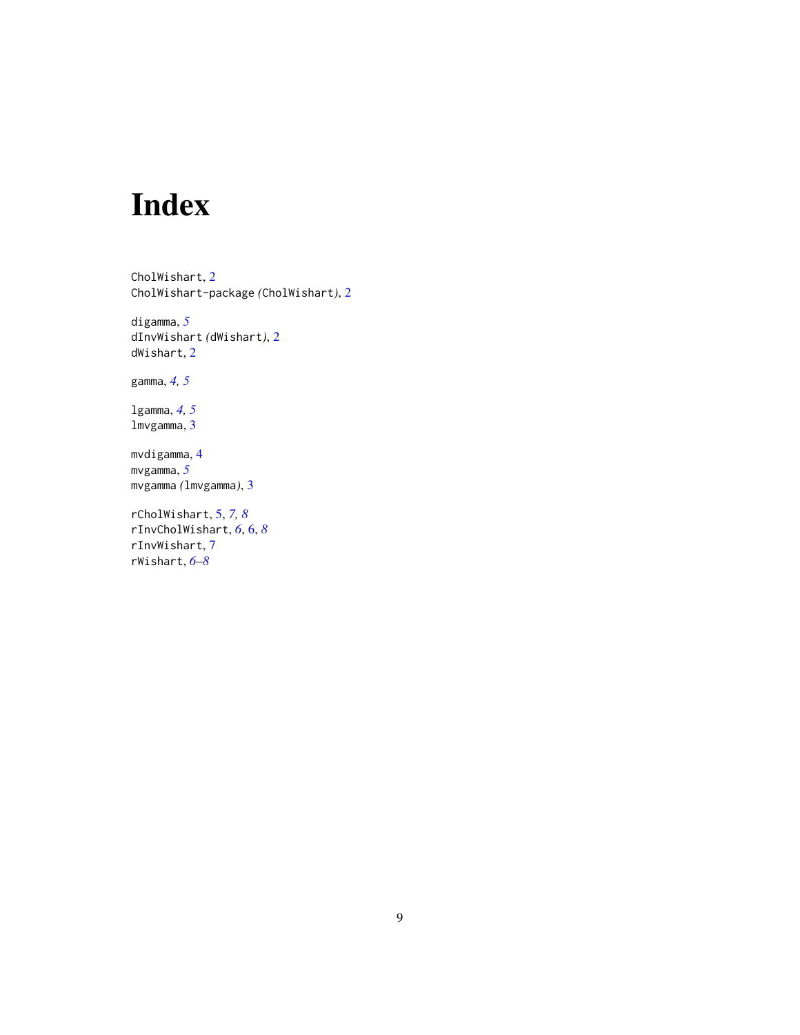# Index

CholWishart, 2
CholWishart-package (CholWishart), 2

digamma, *5*
dInvWishart (dWishart), 2
dWishart, 2

gamma, *4, 5*

lgamma, *4, 5*
lmvgamma, 3

mvdigamma, 4
mvgamma, *5*
mvgamma (lmvgamma), 3

rCholWishart, 5, *7, 8*
rInvCholWishart, *6*, 6, *8*
rInvWishart, 7
rWishart, *6–8*